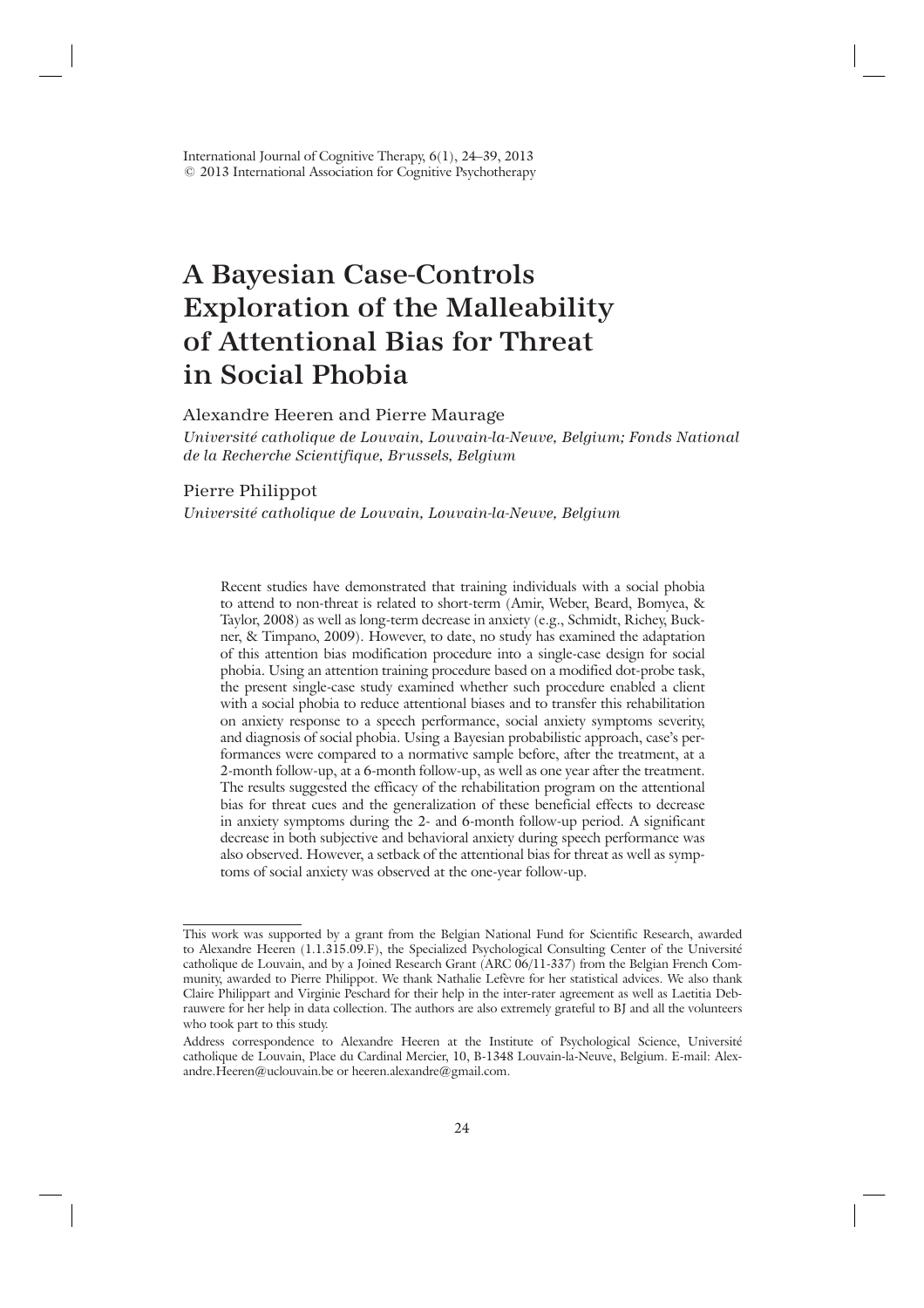International Journal of Cognitive Therapy, 6(1), 24–39, 2013
© 2013 International Association for Cognitive Psychotherapy

# A Bayesian Case-Controls Exploration of the Malleability of Attentional Bias for Threat in Social Phobia

Alexandre Heeren and Pierre Maurage

*Université catholique de Louvain, Louvain-la-Neuve, Belgium; Fonds National de la Recherche Scientifique, Brussels, Belgium*

Pierre Philippot

*Université catholique de Louvain, Louvain-la-Neuve, Belgium*

Recent studies have demonstrated that training individuals with a social phobia to attend to non-threat is related to short-term (Amir, Weber, Beard, Bomyea, & Taylor, 2008) as well as long-term decrease in anxiety (e.g., Schmidt, Richey, Buckner, & Timpano, 2009). However, to date, no study has examined the adaptation of this attention bias modification procedure into a single-case design for social phobia. Using an attention training procedure based on a modified dot-probe task, the present single-case study examined whether such procedure enabled a client with a social phobia to reduce attentional biases and to transfer this rehabilitation on anxiety response to a speech performance, social anxiety symptoms severity, and diagnosis of social phobia. Using a Bayesian probabilistic approach, case's performances were compared to a normative sample before, after the treatment, at a 2-month follow-up, at a 6-month follow-up, as well as one year after the treatment. The results suggested the efficacy of the rehabilitation program on the attentional bias for threat cues and the generalization of these beneficial effects to decrease in anxiety symptoms during the 2- and 6-month follow-up period. A significant decrease in both subjective and behavioral anxiety during speech performance was also observed. However, a setback of the attentional bias for threat as well as symptoms of social anxiety was observed at the one-year follow-up.

---

This work was supported by a grant from the Belgian National Fund for Scientific Research, awarded to Alexandre Heeren (1.1.315.09.F), the Specialized Psychological Consulting Center of the Université catholique de Louvain, and by a Joined Research Grant (ARC 06/11-337) from the Belgian French Community, awarded to Pierre Philippot. We thank Nathalie Lefèvre for her statistical advices. We also thank Claire Philippart and Virginie Peschard for their help in the inter-rater agreement as well as Laetitia Debrauwere for her help in data collection. The authors are also extremely grateful to BJ and all the volunteers who took part to this study.

Address correspondence to Alexandre Heeren at the Institute of Psychological Science, Université catholique de Louvain, Place du Cardinal Mercier, 10, B-1348 Louvain-la-Neuve, Belgium. E-mail: Alexandre.Heeren@uclouvain.be or heeren.alexandre@gmail.com.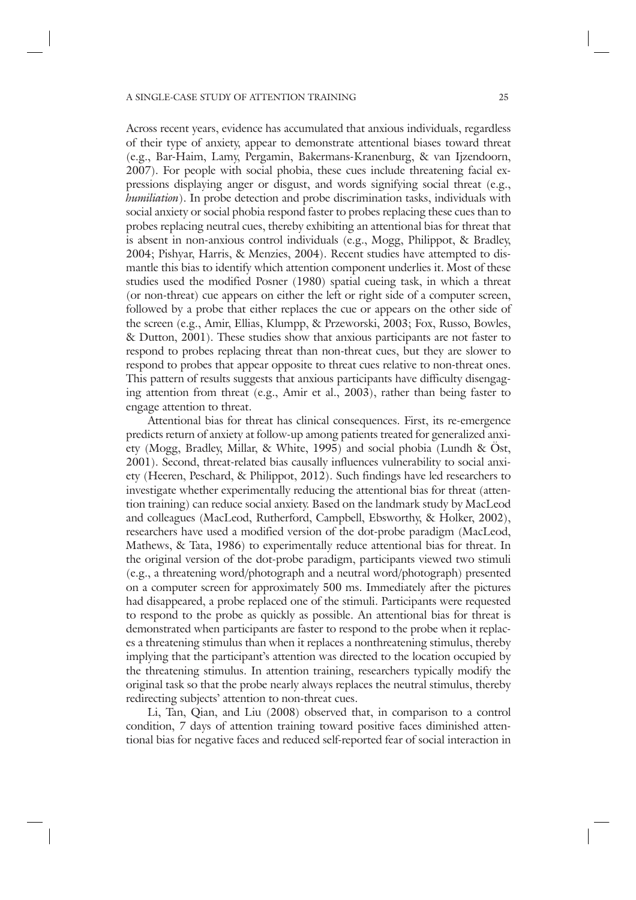Across recent years, evidence has accumulated that anxious individuals, regardless of their type of anxiety, appear to demonstrate attentional biases toward threat (e.g., Bar-Haim, Lamy, Pergamin, Bakermans-Kranenburg, & van Ijzendoorn, 2007). For people with social phobia, these cues include threatening facial expressions displaying anger or disgust, and words signifying social threat (e.g., *humiliation*). In probe detection and probe discrimination tasks, individuals with social anxiety or social phobia respond faster to probes replacing these cues than to probes replacing neutral cues, thereby exhibiting an attentional bias for threat that is absent in non-anxious control individuals (e.g., Mogg, Philippot, & Bradley, 2004; Pishyar, Harris, & Menzies, 2004). Recent studies have attempted to dismantle this bias to identify which attention component underlies it. Most of these studies used the modified Posner (1980) spatial cueing task, in which a threat (or non-threat) cue appears on either the left or right side of a computer screen, followed by a probe that either replaces the cue or appears on the other side of the screen (e.g., Amir, Ellias, Klumpp, & Przeworski, 2003; Fox, Russo, Bowles, & Dutton, 2001). These studies show that anxious participants are not faster to respond to probes replacing threat than non-threat cues, but they are slower to respond to probes that appear opposite to threat cues relative to non-threat ones. This pattern of results suggests that anxious participants have difficulty disengaging attention from threat (e.g., Amir et al., 2003), rather than being faster to engage attention to threat.

Attentional bias for threat has clinical consequences. First, its re-emergence predicts return of anxiety at follow-up among patients treated for generalized anxiety (Mogg, Bradley, Millar, & White, 1995) and social phobia (Lundh & Öst, 2001). Second, threat-related bias causally influences vulnerability to social anxiety (Heeren, Peschard, & Philippot, 2012). Such findings have led researchers to investigate whether experimentally reducing the attentional bias for threat (attention training) can reduce social anxiety. Based on the landmark study by MacLeod and colleagues (MacLeod, Rutherford, Campbell, Ebsworthy, & Holker, 2002), researchers have used a modified version of the dot-probe paradigm (MacLeod, Mathews, & Tata, 1986) to experimentally reduce attentional bias for threat. In the original version of the dot-probe paradigm, participants viewed two stimuli (e.g., a threatening word/photograph and a neutral word/photograph) presented on a computer screen for approximately 500 ms. Immediately after the pictures had disappeared, a probe replaced one of the stimuli. Participants were requested to respond to the probe as quickly as possible. An attentional bias for threat is demonstrated when participants are faster to respond to the probe when it replaces a threatening stimulus than when it replaces a nonthreatening stimulus, thereby implying that the participant's attention was directed to the location occupied by the threatening stimulus. In attention training, researchers typically modify the original task so that the probe nearly always replaces the neutral stimulus, thereby redirecting subjects' attention to non-threat cues.

Li, Tan, Qian, and Liu (2008) observed that, in comparison to a control condition, 7 days of attention training toward positive faces diminished attentional bias for negative faces and reduced self-reported fear of social interaction in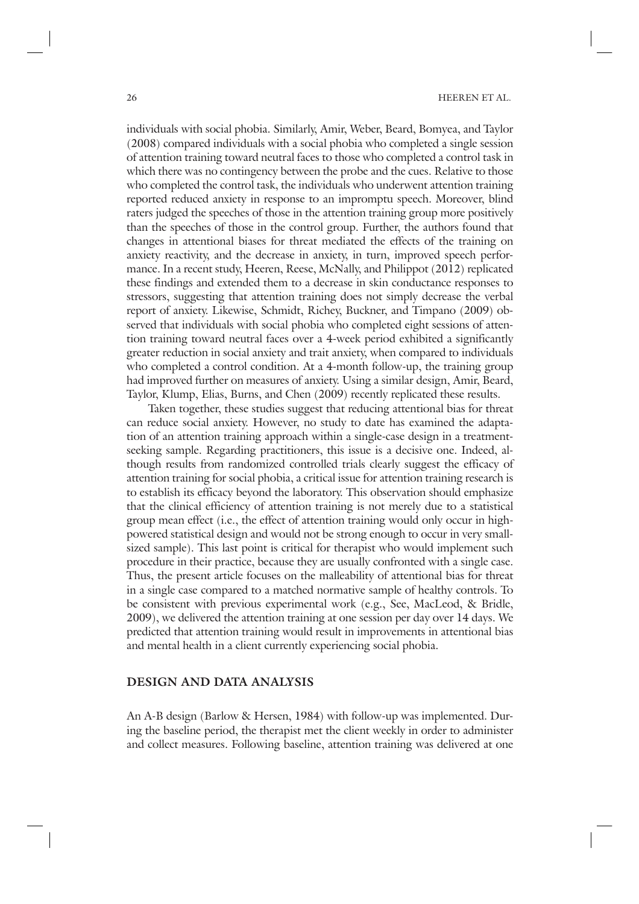individuals with social phobia. Similarly, Amir, Weber, Beard, Bomyea, and Taylor (2008) compared individuals with a social phobia who completed a single session of attention training toward neutral faces to those who completed a control task in which there was no contingency between the probe and the cues. Relative to those who completed the control task, the individuals who underwent attention training reported reduced anxiety in response to an impromptu speech. Moreover, blind raters judged the speeches of those in the attention training group more positively than the speeches of those in the control group. Further, the authors found that changes in attentional biases for threat mediated the effects of the training on anxiety reactivity, and the decrease in anxiety, in turn, improved speech performance. In a recent study, Heeren, Reese, McNally, and Philippot (2012) replicated these findings and extended them to a decrease in skin conductance responses to stressors, suggesting that attention training does not simply decrease the verbal report of anxiety. Likewise, Schmidt, Richey, Buckner, and Timpano (2009) observed that individuals with social phobia who completed eight sessions of attention training toward neutral faces over a 4-week period exhibited a significantly greater reduction in social anxiety and trait anxiety, when compared to individuals who completed a control condition. At a 4-month follow-up, the training group had improved further on measures of anxiety. Using a similar design, Amir, Beard, Taylor, Klump, Elias, Burns, and Chen (2009) recently replicated these results.

Taken together, these studies suggest that reducing attentional bias for threat can reduce social anxiety. However, no study to date has examined the adaptation of an attention training approach within a single-case design in a treatment-seeking sample. Regarding practitioners, this issue is a decisive one. Indeed, although results from randomized controlled trials clearly suggest the efficacy of attention training for social phobia, a critical issue for attention training research is to establish its efficacy beyond the laboratory. This observation should emphasize that the clinical efficiency of attention training is not merely due to a statistical group mean effect (i.e., the effect of attention training would only occur in high-powered statistical design and would not be strong enough to occur in very small-sized sample). This last point is critical for therapist who would implement such procedure in their practice, because they are usually confronted with a single case. Thus, the present article focuses on the malleability of attentional bias for threat in a single case compared to a matched normative sample of healthy controls. To be consistent with previous experimental work (e.g., See, MacLeod, & Bridle, 2009), we delivered the attention training at one session per day over 14 days. We predicted that attention training would result in improvements in attentional bias and mental health in a client currently experiencing social phobia.

## DESIGN AND DATA ANALYSIS

An A-B design (Barlow & Hersen, 1984) with follow-up was implemented. During the baseline period, the therapist met the client weekly in order to administer and collect measures. Following baseline, attention training was delivered at one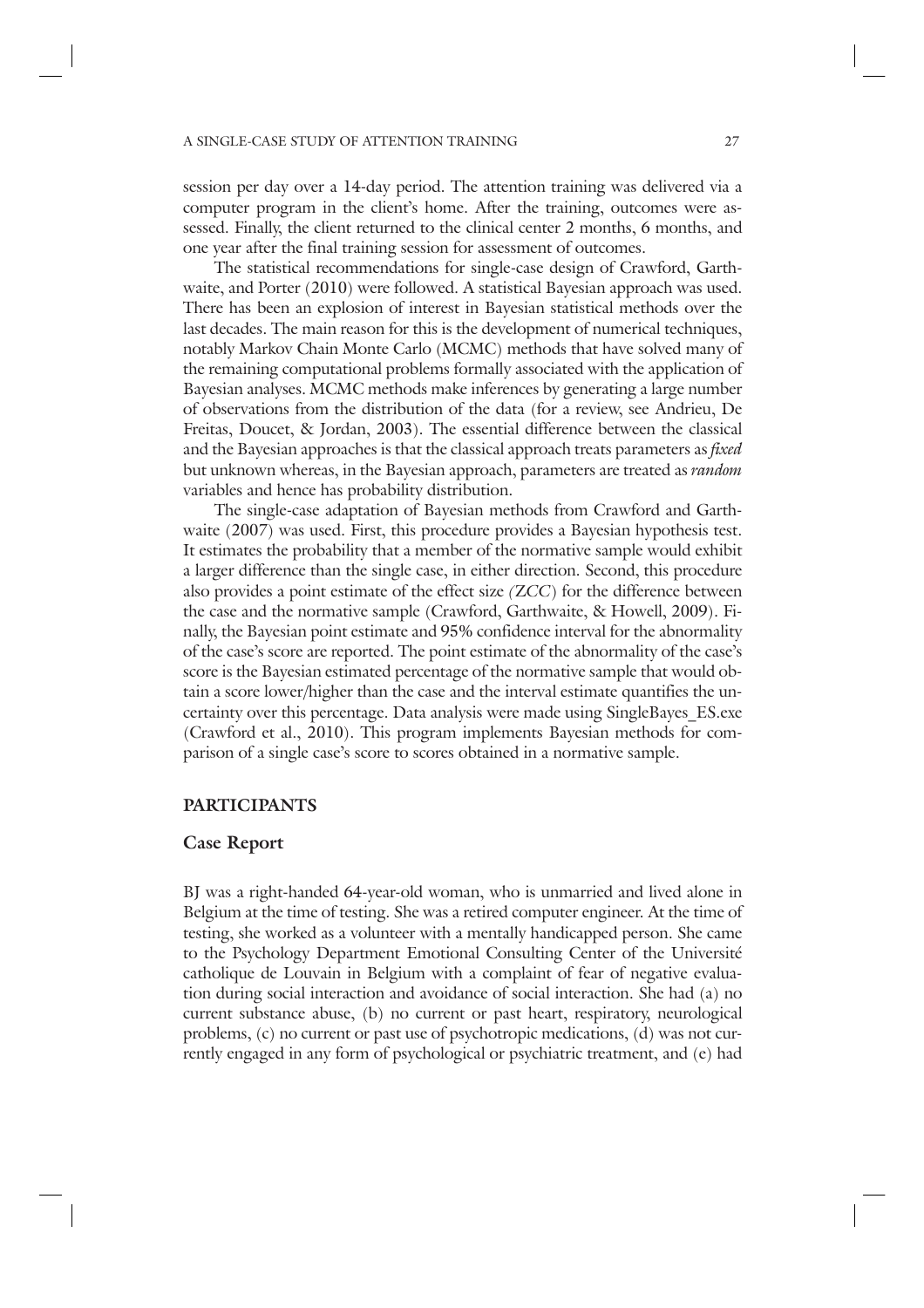session per day over a 14-day period. The attention training was delivered via a computer program in the client's home. After the training, outcomes were assessed. Finally, the client returned to the clinical center 2 months, 6 months, and one year after the final training session for assessment of outcomes.

The statistical recommendations for single-case design of Crawford, Garthwaite, and Porter (2010) were followed. A statistical Bayesian approach was used. There has been an explosion of interest in Bayesian statistical methods over the last decades. The main reason for this is the development of numerical techniques, notably Markov Chain Monte Carlo (MCMC) methods that have solved many of the remaining computational problems formally associated with the application of Bayesian analyses. MCMC methods make inferences by generating a large number of observations from the distribution of the data (for a review, see Andrieu, De Freitas, Doucet, & Jordan, 2003). The essential difference between the classical and the Bayesian approaches is that the classical approach treats parameters as *fixed* but unknown whereas, in the Bayesian approach, parameters are treated as *random* variables and hence has probability distribution.

The single-case adaptation of Bayesian methods from Crawford and Garthwaite (2007) was used. First, this procedure provides a Bayesian hypothesis test. It estimates the probability that a member of the normative sample would exhibit a larger difference than the single case, in either direction. Second, this procedure also provides a point estimate of the effect size *(ZCC)* for the difference between the case and the normative sample (Crawford, Garthwaite, & Howell, 2009). Finally, the Bayesian point estimate and 95% confidence interval for the abnormality of the case's score are reported. The point estimate of the abnormality of the case's score is the Bayesian estimated percentage of the normative sample that would obtain a score lower/higher than the case and the interval estimate quantifies the uncertainty over this percentage. Data analysis were made using SingleBayes_ES.exe (Crawford et al., 2010). This program implements Bayesian methods for comparison of a single case's score to scores obtained in a normative sample.

## PARTICIPANTS

### Case Report

BJ was a right-handed 64-year-old woman, who is unmarried and lived alone in Belgium at the time of testing. She was a retired computer engineer. At the time of testing, she worked as a volunteer with a mentally handicapped person. She came to the Psychology Department Emotional Consulting Center of the Université catholique de Louvain in Belgium with a complaint of fear of negative evaluation during social interaction and avoidance of social interaction. She had (a) no current substance abuse, (b) no current or past heart, respiratory, neurological problems, (c) no current or past use of psychotropic medications, (d) was not currently engaged in any form of psychological or psychiatric treatment, and (e) had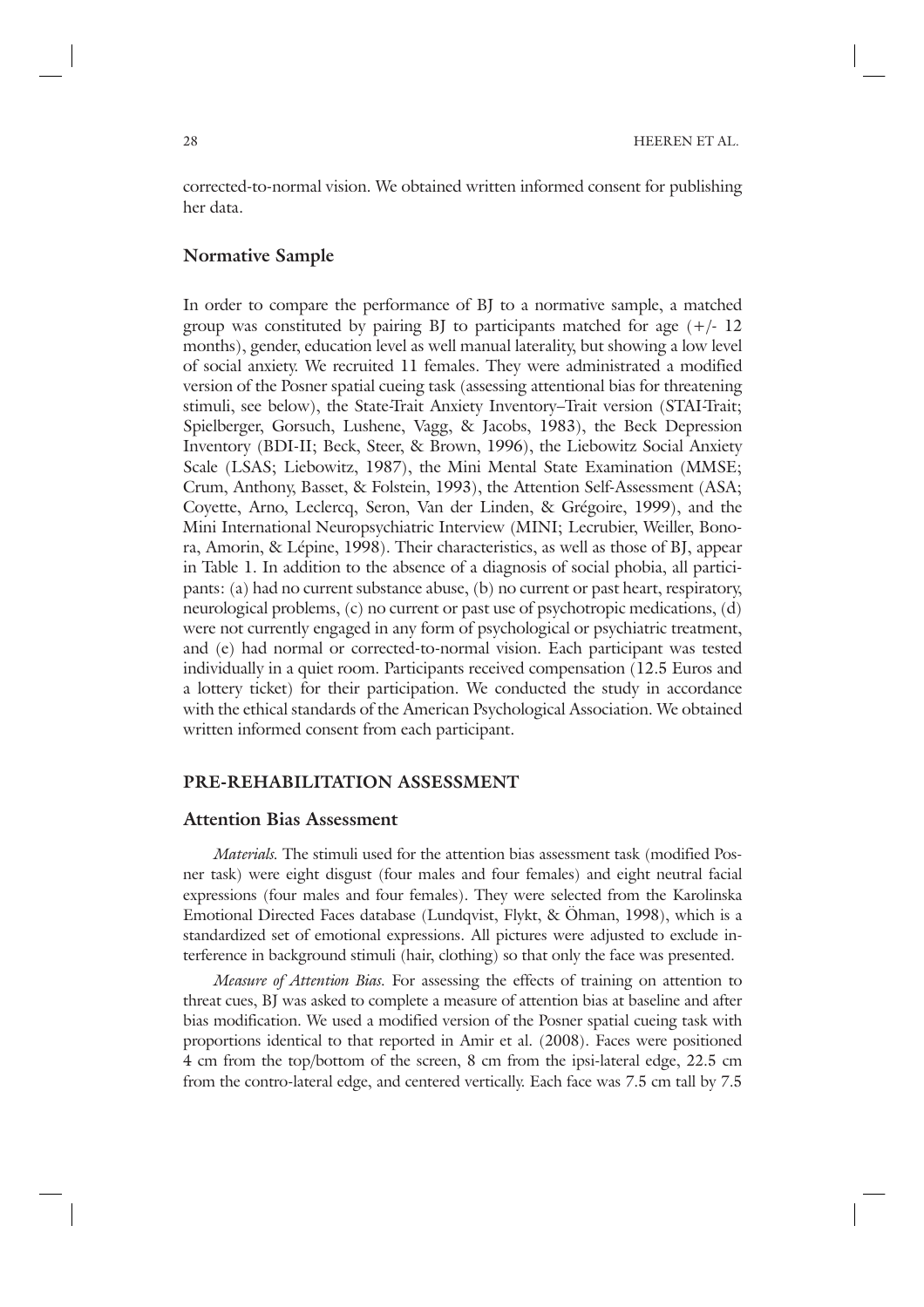corrected-to-normal vision. We obtained written informed consent for publishing her data.

### Normative Sample

In order to compare the performance of BJ to a normative sample, a matched group was constituted by pairing BJ to participants matched for age (+/- 12 months), gender, education level as well manual laterality, but showing a low level of social anxiety. We recruited 11 females. They were administrated a modified version of the Posner spatial cueing task (assessing attentional bias for threatening stimuli, see below), the State-Trait Anxiety Inventory–Trait version (STAI-Trait; Spielberger, Gorsuch, Lushene, Vagg, & Jacobs, 1983), the Beck Depression Inventory (BDI-II; Beck, Steer, & Brown, 1996), the Liebowitz Social Anxiety Scale (LSAS; Liebowitz, 1987), the Mini Mental State Examination (MMSE; Crum, Anthony, Basset, & Folstein, 1993), the Attention Self-Assessment (ASA; Coyette, Arno, Leclercq, Seron, Van der Linden, & Grégoire, 1999), and the Mini International Neuropsychiatric Interview (MINI; Lecrubier, Weiller, Bonora, Amorin, & Lépine, 1998). Their characteristics, as well as those of BJ, appear in Table 1. In addition to the absence of a diagnosis of social phobia, all participants: (a) had no current substance abuse, (b) no current or past heart, respiratory, neurological problems, (c) no current or past use of psychotropic medications, (d) were not currently engaged in any form of psychological or psychiatric treatment, and (e) had normal or corrected-to-normal vision. Each participant was tested individually in a quiet room. Participants received compensation (12.5 Euros and a lottery ticket) for their participation. We conducted the study in accordance with the ethical standards of the American Psychological Association. We obtained written informed consent from each participant.

## PRE-REHABILITATION ASSESSMENT

### Attention Bias Assessment

*Materials.* The stimuli used for the attention bias assessment task (modified Posner task) were eight disgust (four males and four females) and eight neutral facial expressions (four males and four females). They were selected from the Karolinska Emotional Directed Faces database (Lundqvist, Flykt, & Öhman, 1998), which is a standardized set of emotional expressions. All pictures were adjusted to exclude interference in background stimuli (hair, clothing) so that only the face was presented.

*Measure of Attention Bias.* For assessing the effects of training on attention to threat cues, BJ was asked to complete a measure of attention bias at baseline and after bias modification. We used a modified version of the Posner spatial cueing task with proportions identical to that reported in Amir et al. (2008). Faces were positioned 4 cm from the top/bottom of the screen, 8 cm from the ipsi-lateral edge, 22.5 cm from the contro-lateral edge, and centered vertically. Each face was 7.5 cm tall by 7.5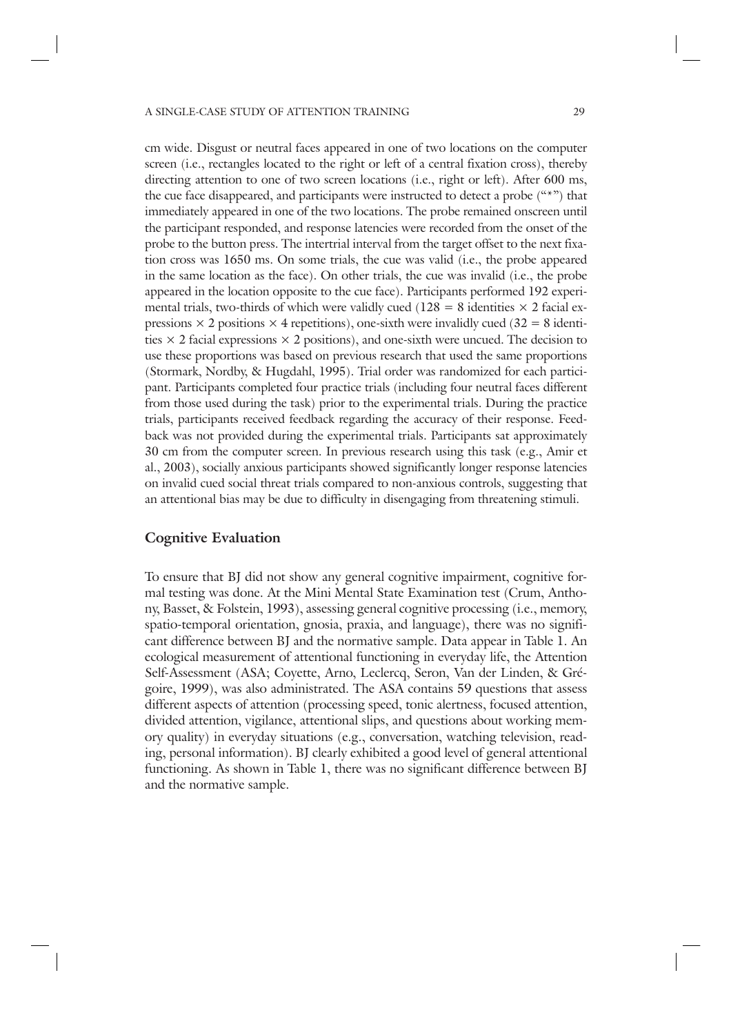cm wide. Disgust or neutral faces appeared in one of two locations on the computer screen (i.e., rectangles located to the right or left of a central fixation cross), thereby directing attention to one of two screen locations (i.e., right or left). After 600 ms, the cue face disappeared, and participants were instructed to detect a probe ("*") that immediately appeared in one of the two locations. The probe remained onscreen until the participant responded, and response latencies were recorded from the onset of the probe to the button press. The intertrial interval from the target offset to the next fixation cross was 1650 ms. On some trials, the cue was valid (i.e., the probe appeared in the same location as the face). On other trials, the cue was invalid (i.e., the probe appeared in the location opposite to the cue face). Participants performed 192 experimental trials, two-thirds of which were validly cued ($128 = 8$ identities $\times$ 2 facial expressions $\times$ 2 positions $\times$ 4 repetitions), one-sixth were invalidly cued ($32 = 8$ identities $\times$ 2 facial expressions $\times$ 2 positions), and one-sixth were uncued. The decision to use these proportions was based on previous research that used the same proportions (Stormark, Nordby, & Hugdahl, 1995). Trial order was randomized for each participant. Participants completed four practice trials (including four neutral faces different from those used during the task) prior to the experimental trials. During the practice trials, participants received feedback regarding the accuracy of their response. Feedback was not provided during the experimental trials. Participants sat approximately 30 cm from the computer screen. In previous research using this task (e.g., Amir et al., 2003), socially anxious participants showed significantly longer response latencies on invalid cued social threat trials compared to non-anxious controls, suggesting that an attentional bias may be due to difficulty in disengaging from threatening stimuli.

## Cognitive Evaluation

To ensure that BJ did not show any general cognitive impairment, cognitive formal testing was done. At the Mini Mental State Examination test (Crum, Anthony, Basset, & Folstein, 1993), assessing general cognitive processing (i.e., memory, spatio-temporal orientation, gnosia, praxia, and language), there was no significant difference between BJ and the normative sample. Data appear in Table 1. An ecological measurement of attentional functioning in everyday life, the Attention Self-Assessment (ASA; Coyette, Arno, Leclercq, Seron, Van der Linden, & Grégoire, 1999), was also administrated. The ASA contains 59 questions that assess different aspects of attention (processing speed, tonic alertness, focused attention, divided attention, vigilance, attentional slips, and questions about working memory quality) in everyday situations (e.g., conversation, watching television, reading, personal information). BJ clearly exhibited a good level of general attentional functioning. As shown in Table 1, there was no significant difference between BJ and the normative sample.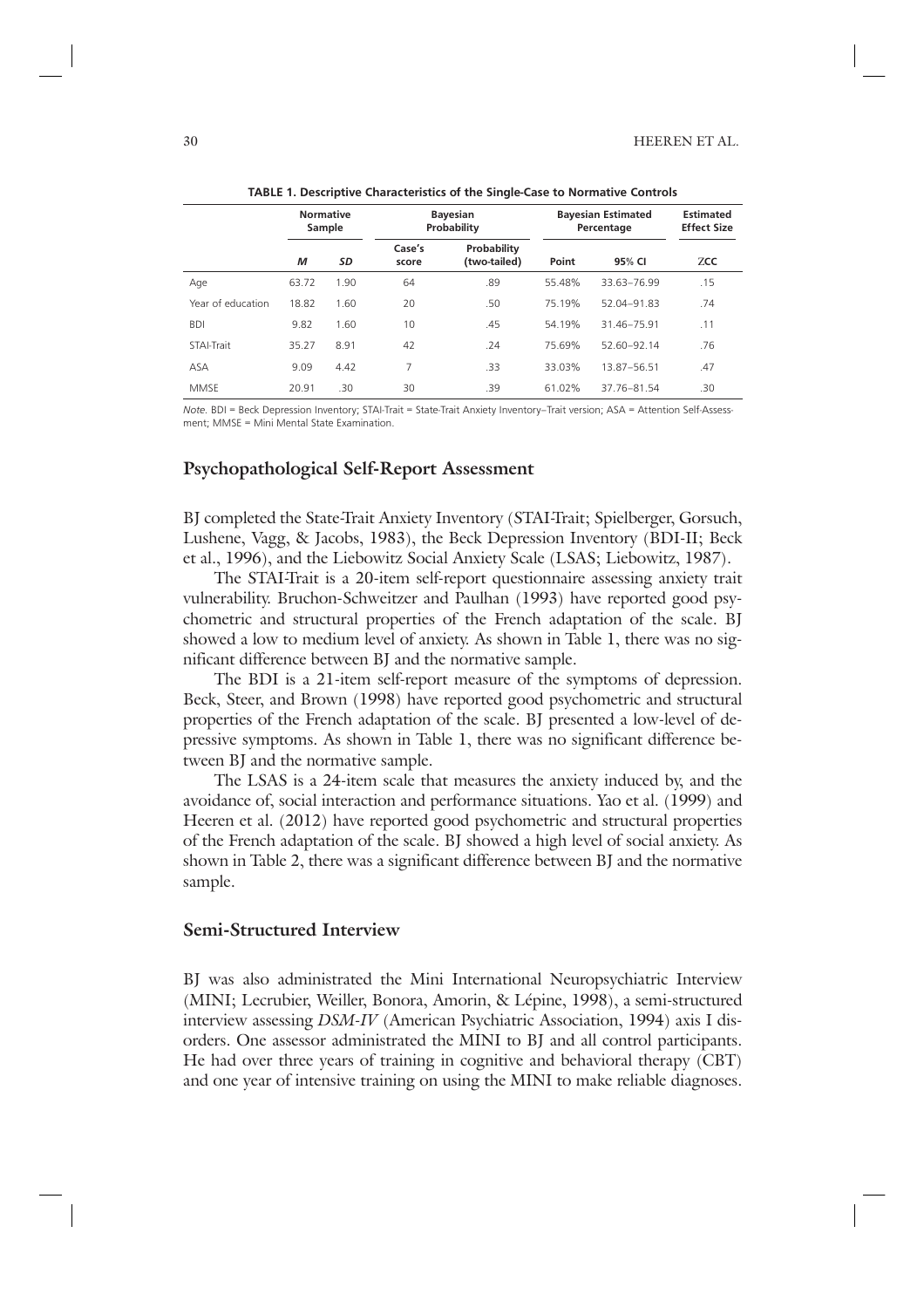**TABLE 1. Descriptive Characteristics of the Single-Case to Normative Controls**

| | Normative Sample | | Bayesian Probability | | Bayesian Estimated Percentage | | Estimated Effect Size |
|---|---|---|---|---|---|---|---|
| | *M* | *SD* | Case's score | Probability (two-tailed) | Point | 95% CI | ZCC |
| Age | 63.72 | 1.90 | 64 | .89 | 55.48% | 33.63–76.99 | .15 |
| Year of education | 18.82 | 1.60 | 20 | .50 | 75.19% | 52.04–91.83 | .74 |
| BDI | 9.82 | 1.60 | 10 | .45 | 54.19% | 31.46–75.91 | .11 |
| STAI-Trait | 35.27 | 8.91 | 42 | .24 | 75.69% | 52.60–92.14 | .76 |
| ASA | 9.09 | 4.42 | 7 | .33 | 33.03% | 13.87–56.51 | .47 |
| MMSE | 20.91 | .30 | 30 | .39 | 61.02% | 37.76–81.54 | .30 |

*Note.* BDI = Beck Depression Inventory; STAI-Trait = State-Trait Anxiety Inventory–Trait version; ASA = Attention Self-Assessment; MMSE = Mini Mental State Examination.

## Psychopathological Self-Report Assessment

BJ completed the State-Trait Anxiety Inventory (STAI-Trait; Spielberger, Gorsuch, Lushene, Vagg, & Jacobs, 1983), the Beck Depression Inventory (BDI-II; Beck et al., 1996), and the Liebowitz Social Anxiety Scale (LSAS; Liebowitz, 1987).

The STAI-Trait is a 20-item self-report questionnaire assessing anxiety trait vulnerability. Bruchon-Schweitzer and Paulhan (1993) have reported good psychometric and structural properties of the French adaptation of the scale. BJ showed a low to medium level of anxiety. As shown in Table 1, there was no significant difference between BJ and the normative sample.

The BDI is a 21-item self-report measure of the symptoms of depression. Beck, Steer, and Brown (1998) have reported good psychometric and structural properties of the French adaptation of the scale. BJ presented a low-level of depressive symptoms. As shown in Table 1, there was no significant difference between BJ and the normative sample.

The LSAS is a 24-item scale that measures the anxiety induced by, and the avoidance of, social interaction and performance situations. Yao et al. (1999) and Heeren et al. (2012) have reported good psychometric and structural properties of the French adaptation of the scale. BJ showed a high level of social anxiety. As shown in Table 2, there was a significant difference between BJ and the normative sample.

## Semi-Structured Interview

BJ was also administrated the Mini International Neuropsychiatric Interview (MINI; Lecrubier, Weiller, Bonora, Amorin, & Lépine, 1998), a semi-structured interview assessing *DSM-IV* (American Psychiatric Association, 1994) axis I disorders. One assessor administrated the MINI to BJ and all control participants. He had over three years of training in cognitive and behavioral therapy (CBT) and one year of intensive training on using the MINI to make reliable diagnoses.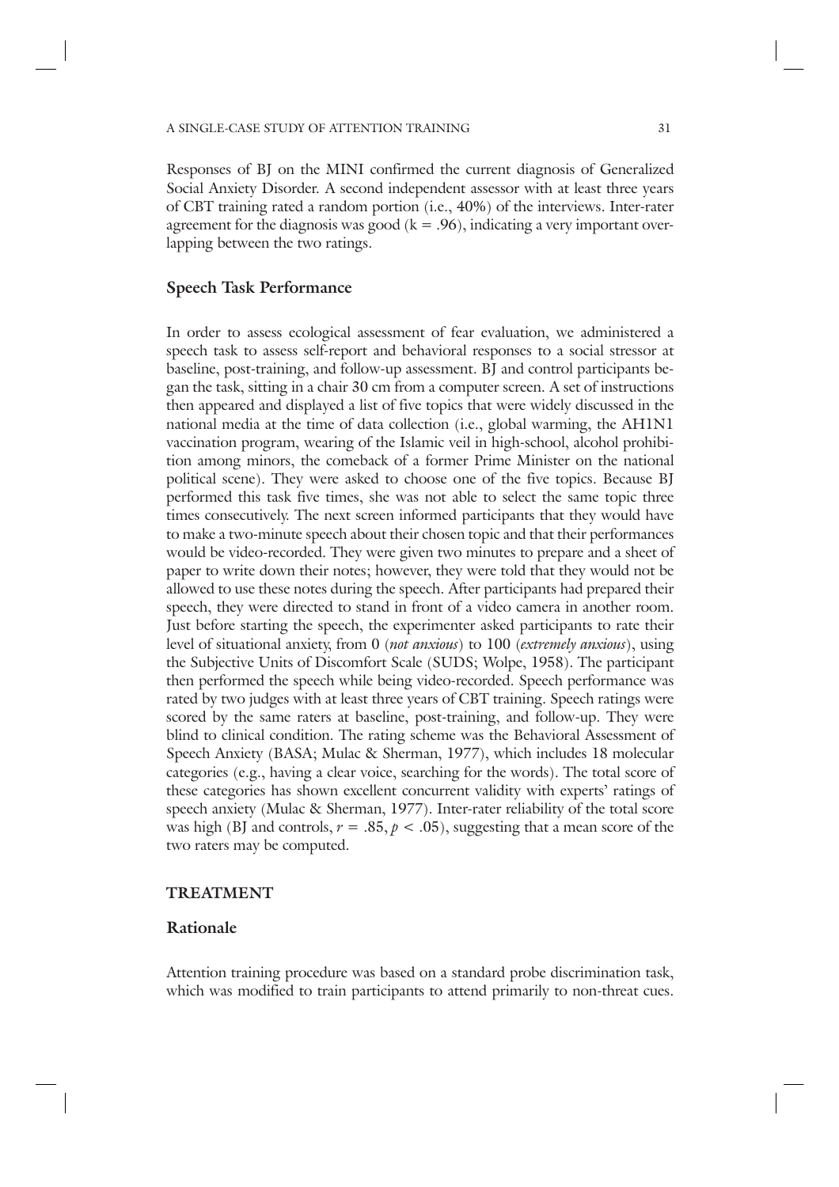Responses of BJ on the MINI confirmed the current diagnosis of Generalized Social Anxiety Disorder. A second independent assessor with at least three years of CBT training rated a random portion (i.e., 40%) of the interviews. Inter-rater agreement for the diagnosis was good ($k = .96$), indicating a very important overlapping between the two ratings.

### Speech Task Performance

In order to assess ecological assessment of fear evaluation, we administered a speech task to assess self-report and behavioral responses to a social stressor at baseline, post-training, and follow-up assessment. BJ and control participants began the task, sitting in a chair 30 cm from a computer screen. A set of instructions then appeared and displayed a list of five topics that were widely discussed in the national media at the time of data collection (i.e., global warming, the AH1N1 vaccination program, wearing of the Islamic veil in high-school, alcohol prohibition among minors, the comeback of a former Prime Minister on the national political scene). They were asked to choose one of the five topics. Because BJ performed this task five times, she was not able to select the same topic three times consecutively. The next screen informed participants that they would have to make a two-minute speech about their chosen topic and that their performances would be video-recorded. They were given two minutes to prepare and a sheet of paper to write down their notes; however, they were told that they would not be allowed to use these notes during the speech. After participants had prepared their speech, they were directed to stand in front of a video camera in another room. Just before starting the speech, the experimenter asked participants to rate their level of situational anxiety, from 0 (*not anxious*) to 100 (*extremely anxious*), using the Subjective Units of Discomfort Scale (SUDS; Wolpe, 1958). The participant then performed the speech while being video-recorded. Speech performance was rated by two judges with at least three years of CBT training. Speech ratings were scored by the same raters at baseline, post-training, and follow-up. They were blind to clinical condition. The rating scheme was the Behavioral Assessment of Speech Anxiety (BASA; Mulac & Sherman, 1977), which includes 18 molecular categories (e.g., having a clear voice, searching for the words). The total score of these categories has shown excellent concurrent validity with experts' ratings of speech anxiety (Mulac & Sherman, 1977). Inter-rater reliability of the total score was high (BJ and controls, $r = .85, p < .05$), suggesting that a mean score of the two raters may be computed.

## TREATMENT

### Rationale

Attention training procedure was based on a standard probe discrimination task, which was modified to train participants to attend primarily to non-threat cues.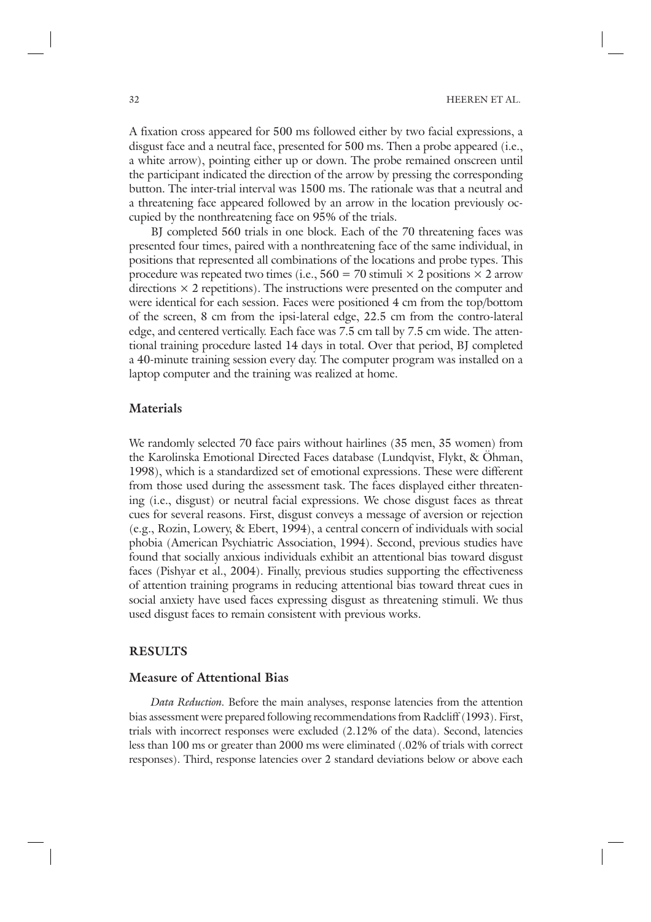A fixation cross appeared for 500 ms followed either by two facial expressions, a disgust face and a neutral face, presented for 500 ms. Then a probe appeared (i.e., a white arrow), pointing either up or down. The probe remained onscreen until the participant indicated the direction of the arrow by pressing the corresponding button. The inter-trial interval was 1500 ms. The rationale was that a neutral and a threatening face appeared followed by an arrow in the location previously occupied by the nonthreatening face on 95% of the trials.

BJ completed 560 trials in one block. Each of the 70 threatening faces was presented four times, paired with a nonthreatening face of the same individual, in positions that represented all combinations of the locations and probe types. This procedure was repeated two times (i.e., 560 = 70 stimuli × 2 positions × 2 arrow directions × 2 repetitions). The instructions were presented on the computer and were identical for each session. Faces were positioned 4 cm from the top/bottom of the screen, 8 cm from the ipsi-lateral edge, 22.5 cm from the contro-lateral edge, and centered vertically. Each face was 7.5 cm tall by 7.5 cm wide. The attentional training procedure lasted 14 days in total. Over that period, BJ completed a 40-minute training session every day. The computer program was installed on a laptop computer and the training was realized at home.

## Materials

We randomly selected 70 face pairs without hairlines (35 men, 35 women) from the Karolinska Emotional Directed Faces database (Lundqvist, Flykt, & Öhman, 1998), which is a standardized set of emotional expressions. These were different from those used during the assessment task. The faces displayed either threatening (i.e., disgust) or neutral facial expressions. We chose disgust faces as threat cues for several reasons. First, disgust conveys a message of aversion or rejection (e.g., Rozin, Lowery, & Ebert, 1994), a central concern of individuals with social phobia (American Psychiatric Association, 1994). Second, previous studies have found that socially anxious individuals exhibit an attentional bias toward disgust faces (Pishyar et al., 2004). Finally, previous studies supporting the effectiveness of attention training programs in reducing attentional bias toward threat cues in social anxiety have used faces expressing disgust as threatening stimuli. We thus used disgust faces to remain consistent with previous works.

# RESULTS

## Measure of Attentional Bias

*Data Reduction.* Before the main analyses, response latencies from the attention bias assessment were prepared following recommendations from Radcliff (1993). First, trials with incorrect responses were excluded (2.12% of the data). Second, latencies less than 100 ms or greater than 2000 ms were eliminated (.02% of trials with correct responses). Third, response latencies over 2 standard deviations below or above each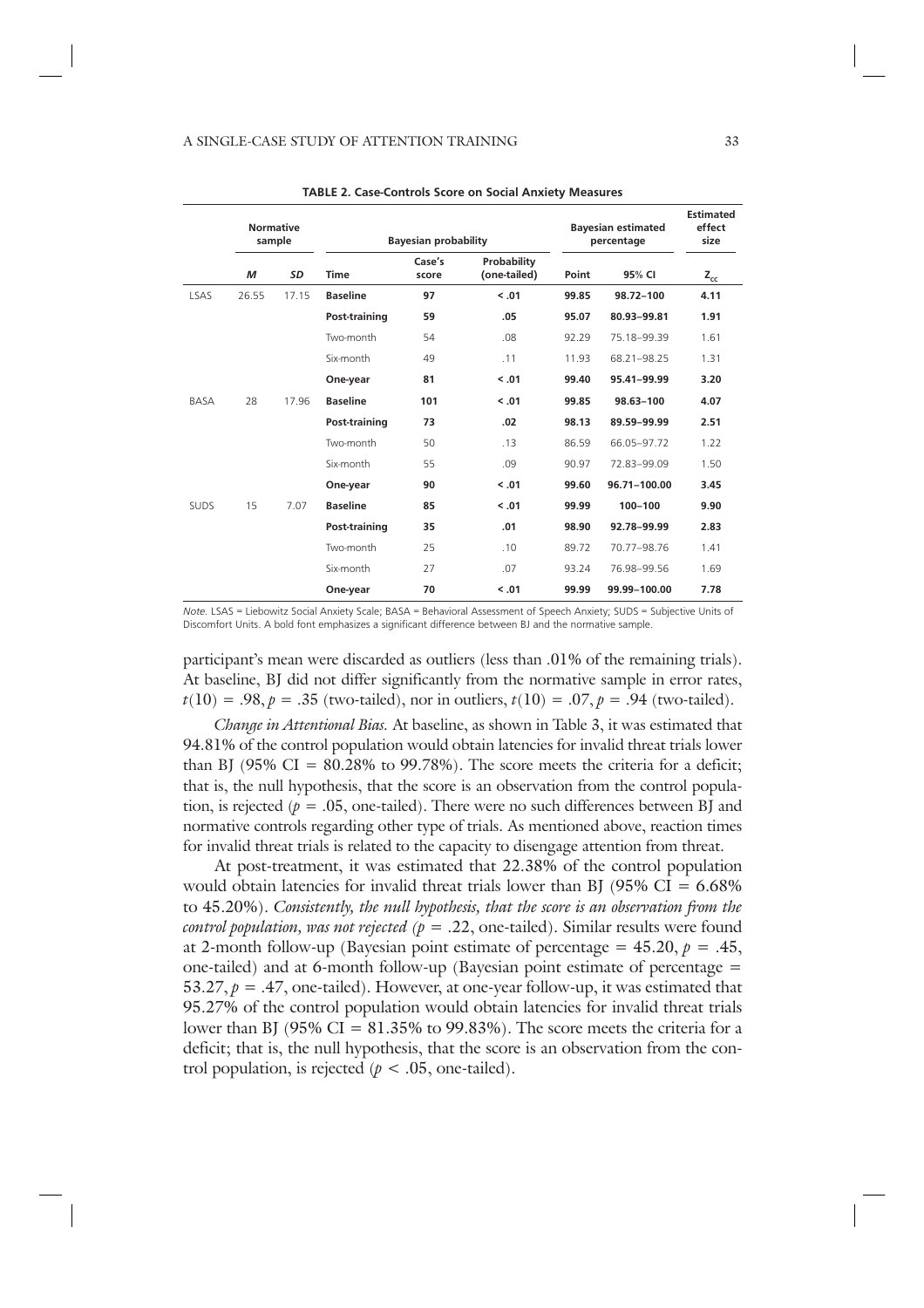**TABLE 2. Case-Controls Score on Social Anxiety Measures**

| | Normative sample | | Bayesian probability | | | Bayesian estimated percentage | | Estimated effect size |
|---|---|---|---|---|---|---|---|---|
| | *M* | *SD* | Time | Case's score | Probability (one-tailed) | Point | 95% CI | $z_{cc}$ |
| LSAS | 26.55 | 17.15 | **Baseline** | **97** | **< .01** | **99.85** | **98.72–100** | **4.11** |
| | | | **Post-training** | **59** | **.05** | **95.07** | **80.93–99.81** | **1.91** |
| | | | Two-month | 54 | .08 | 92.29 | 75.18–99.39 | 1.61 |
| | | | Six-month | 49 | .11 | 11.93 | 68.21–98.25 | 1.31 |
| | | | **One-year** | **81** | **< .01** | **99.40** | **95.41–99.99** | **3.20** |
| BASA | 28 | 17.96 | **Baseline** | **101** | **< .01** | **99.85** | **98.63–100** | **4.07** |
| | | | **Post-training** | **73** | **.02** | **98.13** | **89.59–99.99** | **2.51** |
| | | | Two-month | 50 | .13 | 86.59 | 66.05–97.72 | 1.22 |
| | | | Six-month | 55 | .09 | 90.97 | 72.83–99.09 | 1.50 |
| | | | **One-year** | **90** | **< .01** | **99.60** | **96.71–100.00** | **3.45** |
| SUDS | 15 | 7.07 | **Baseline** | **85** | **< .01** | **99.99** | **100–100** | **9.90** |
| | | | **Post-training** | **35** | **.01** | **98.90** | **92.78–99.99** | **2.83** |
| | | | Two-month | 25 | .10 | 89.72 | 70.77–98.76 | 1.41 |
| | | | Six-month | 27 | .07 | 93.24 | 76.98–99.56 | 1.69 |
| | | | **One-year** | **70** | **< .01** | **99.99** | **99.99–100.00** | **7.78** |

*Note.* LSAS = Liebowitz Social Anxiety Scale; BASA = Behavioral Assessment of Speech Anxiety; SUDS = Subjective Units of Discomfort Units. A bold font emphasizes a significant difference between BJ and the normative sample.

participant's mean were discarded as outliers (less than .01% of the remaining trials). At baseline, BJ did not differ significantly from the normative sample in error rates, $t(10) = .98, p = .35$ (two-tailed), nor in outliers, $t(10) = .07, p = .94$ (two-tailed).

*Change in Attentional Bias.* At baseline, as shown in Table 3, it was estimated that 94.81% of the control population would obtain latencies for invalid threat trials lower than BJ (95% CI = 80.28% to 99.78%). The score meets the criteria for a deficit; that is, the null hypothesis, that the score is an observation from the control population, is rejected ($p = .05$, one-tailed). There were no such differences between BJ and normative controls regarding other type of trials. As mentioned above, reaction times for invalid threat trials is related to the capacity to disengage attention from threat.

At post-treatment, it was estimated that 22.38% of the control population would obtain latencies for invalid threat trials lower than BJ (95% CI = 6.68% to 45.20%). *Consistently, the null hypothesis, that the score is an observation from the control population, was not rejected ($p = .22$,* one-tailed). Similar results were found at 2-month follow-up (Bayesian point estimate of percentage = 45.20, $p = .45$, one-tailed) and at 6-month follow-up (Bayesian point estimate of percentage = 53.27, $p = .47$, one-tailed). However, at one-year follow-up, it was estimated that 95.27% of the control population would obtain latencies for invalid threat trials lower than BJ (95% CI = 81.35% to 99.83%). The score meets the criteria for a deficit; that is, the null hypothesis, that the score is an observation from the control population, is rejected ($p < .05$, one-tailed).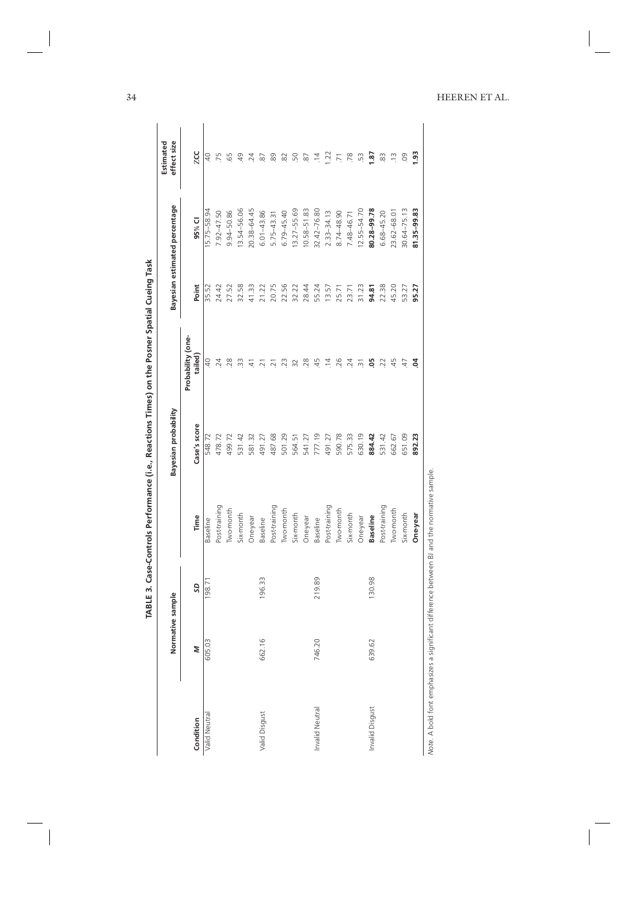**TABLE 3. Case-Controls Performance (i.e., Reactions Times) on the Posner Spatial Cueing Task**

| Condition | Normative sample | | Time | Bayesian probability | | Bayesian estimated percentage | | Estimated effect size |
|---|---|---|---|---|---|---|---|---|
| | *M* | *SD* | | Case's score | Probability (one-tailed) | Point | 95% CI | ZCC |
| Valid Neutral | 605.03 | 198.71 | Baseline | 548.72 | .40 | 35.52 | 15.75–58.94 | .40 |
| | | | Post-training | 478.72 | .24 | 24.42 | 7.92–47.50 | .75 |
| | | | Two-month | 499.72 | .28 | 27.52 | 9.94–50.86 | .65 |
| | | | Six-month | 531.42 | .33 | 32.58 | 13.54–56.06 | .49 |
| | | | One-year | 581.32 | .41 | 41.33 | 20.38–64.45 | .24 |
| Valid Disgust | 662.16 | 196.33 | Baseline | 491.27 | .21 | 21.22 | 6.01–43.86 | .87 |
| | | | Post-training | 487.68 | .21 | 20.75 | 5.75–43.31 | .89 |
| | | | Two-month | 501.29 | .23 | 22.56 | 6.79–45.40 | .82 |
| | | | Six-month | 564.51 | 32 | 32.22 | 13.27–55.69 | .50 |
| | | | One-year | 541.27 | .28 | 28.44 | 10.58–51.83 | .87 |
| Invalid Neutral | 746.20 | 219.89 | Baseline | 777.19 | .45 | 55.24 | 32.42–76.80 | .14 |
| | | | Post-training | 491.27 | .14 | 13.57 | 2.33–34.13 | 1.22 |
| | | | Two-month | 590.78 | .26 | 25.71 | 8.74–48.90 | .71 |
| | | | Six-month | 575.33 | .24 | 23.71 | 7.48–46.71 | .78 |
| | | | One-year | 630.19 | .31 | 31.23 | 12.55–54.70 | .53 |
| Invalid Disgust | 639.62 | 130.98 | **Baseline** | **884.42** | **.05** | **94.81** | **80.28–99.78** | **1.87** |
| | | | Post-training | 531.42 | .22 | 22.38 | 6.68–45.20 | .83 |
| | | | Two-month | 662.67 | .45 | 45.20 | 23.62–68.01 | .13 |
| | | | Six-month | 651.09 | .47 | 53.27 | 30.64–75.13 | .09 |
| | | | **One-year** | **892.23** | **.04** | **95.27** | **81.35–99.83** | **1.93** |

*Note*. A bold font emphasizes a significant difference between BI and the normative sample.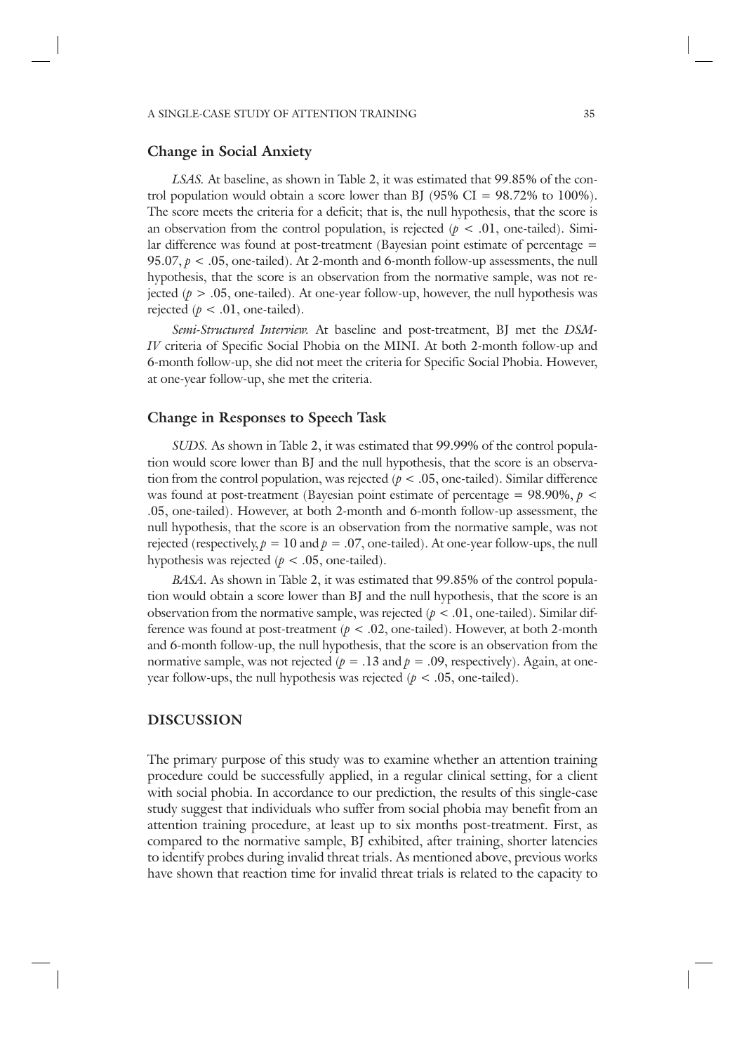## Change in Social Anxiety

*LSAS.* At baseline, as shown in Table 2, it was estimated that 99.85% of the control population would obtain a score lower than BJ (95% CI = 98.72% to 100%). The score meets the criteria for a deficit; that is, the null hypothesis, that the score is an observation from the control population, is rejected ($p < .01$, one-tailed). Similar difference was found at post-treatment (Bayesian point estimate of percentage = 95.07, $p < .05$, one-tailed). At 2-month and 6-month follow-up assessments, the null hypothesis, that the score is an observation from the normative sample, was not rejected ($p > .05$, one-tailed). At one-year follow-up, however, the null hypothesis was rejected ($p < .01$, one-tailed).

*Semi-Structured Interview.* At baseline and post-treatment, BJ met the *DSM-IV* criteria of Specific Social Phobia on the MINI. At both 2-month follow-up and 6-month follow-up, she did not meet the criteria for Specific Social Phobia. However, at one-year follow-up, she met the criteria.

## Change in Responses to Speech Task

*SUDS.* As shown in Table 2, it was estimated that 99.99% of the control population would score lower than BJ and the null hypothesis, that the score is an observation from the control population, was rejected ($p < .05$, one-tailed). Similar difference was found at post-treatment (Bayesian point estimate of percentage = 98.90%, $p < .05$, one-tailed). However, at both 2-month and 6-month follow-up assessment, the null hypothesis, that the score is an observation from the normative sample, was not rejected (respectively, $p = 10$ and $p = .07$, one-tailed). At one-year follow-ups, the null hypothesis was rejected ($p < .05$, one-tailed).

*BASA.* As shown in Table 2, it was estimated that 99.85% of the control population would obtain a score lower than BJ and the null hypothesis, that the score is an observation from the normative sample, was rejected ($p < .01$, one-tailed). Similar difference was found at post-treatment ($p < .02$, one-tailed). However, at both 2-month and 6-month follow-up, the null hypothesis, that the score is an observation from the normative sample, was not rejected ($p = .13$ and $p = .09$, respectively). Again, at one-year follow-ups, the null hypothesis was rejected ($p < .05$, one-tailed).

# DISCUSSION

The primary purpose of this study was to examine whether an attention training procedure could be successfully applied, in a regular clinical setting, for a client with social phobia. In accordance to our prediction, the results of this single-case study suggest that individuals who suffer from social phobia may benefit from an attention training procedure, at least up to six months post-treatment. First, as compared to the normative sample, BJ exhibited, after training, shorter latencies to identify probes during invalid threat trials. As mentioned above, previous works have shown that reaction time for invalid threat trials is related to the capacity to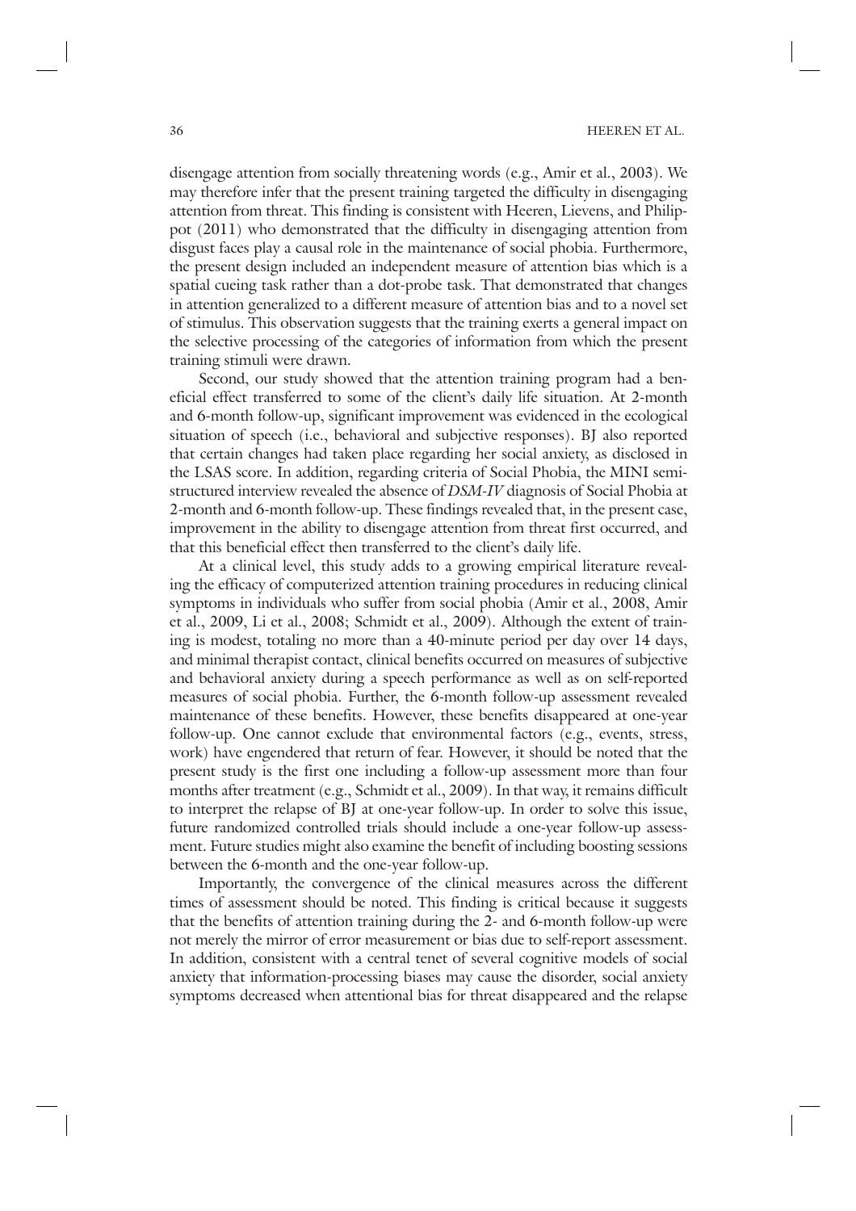disengage attention from socially threatening words (e.g., Amir et al., 2003). We may therefore infer that the present training targeted the difficulty in disengaging attention from threat. This finding is consistent with Heeren, Lievens, and Philippot (2011) who demonstrated that the difficulty in disengaging attention from disgust faces play a causal role in the maintenance of social phobia. Furthermore, the present design included an independent measure of attention bias which is a spatial cueing task rather than a dot-probe task. That demonstrated that changes in attention generalized to a different measure of attention bias and to a novel set of stimulus. This observation suggests that the training exerts a general impact on the selective processing of the categories of information from which the present training stimuli were drawn.

Second, our study showed that the attention training program had a beneficial effect transferred to some of the client's daily life situation. At 2-month and 6-month follow-up, significant improvement was evidenced in the ecological situation of speech (i.e., behavioral and subjective responses). BJ also reported that certain changes had taken place regarding her social anxiety, as disclosed in the LSAS score. In addition, regarding criteria of Social Phobia, the MINI semi-structured interview revealed the absence of *DSM-IV* diagnosis of Social Phobia at 2-month and 6-month follow-up. These findings revealed that, in the present case, improvement in the ability to disengage attention from threat first occurred, and that this beneficial effect then transferred to the client's daily life.

At a clinical level, this study adds to a growing empirical literature revealing the efficacy of computerized attention training procedures in reducing clinical symptoms in individuals who suffer from social phobia (Amir et al., 2008, Amir et al., 2009, Li et al., 2008; Schmidt et al., 2009). Although the extent of training is modest, totaling no more than a 40-minute period per day over 14 days, and minimal therapist contact, clinical benefits occurred on measures of subjective and behavioral anxiety during a speech performance as well as on self-reported measures of social phobia. Further, the 6-month follow-up assessment revealed maintenance of these benefits. However, these benefits disappeared at one-year follow-up. One cannot exclude that environmental factors (e.g., events, stress, work) have engendered that return of fear. However, it should be noted that the present study is the first one including a follow-up assessment more than four months after treatment (e.g., Schmidt et al., 2009). In that way, it remains difficult to interpret the relapse of BJ at one-year follow-up. In order to solve this issue, future randomized controlled trials should include a one-year follow-up assessment. Future studies might also examine the benefit of including boosting sessions between the 6-month and the one-year follow-up.

Importantly, the convergence of the clinical measures across the different times of assessment should be noted. This finding is critical because it suggests that the benefits of attention training during the 2- and 6-month follow-up were not merely the mirror of error measurement or bias due to self-report assessment. In addition, consistent with a central tenet of several cognitive models of social anxiety that information-processing biases may cause the disorder, social anxiety symptoms decreased when attentional bias for threat disappeared and the relapse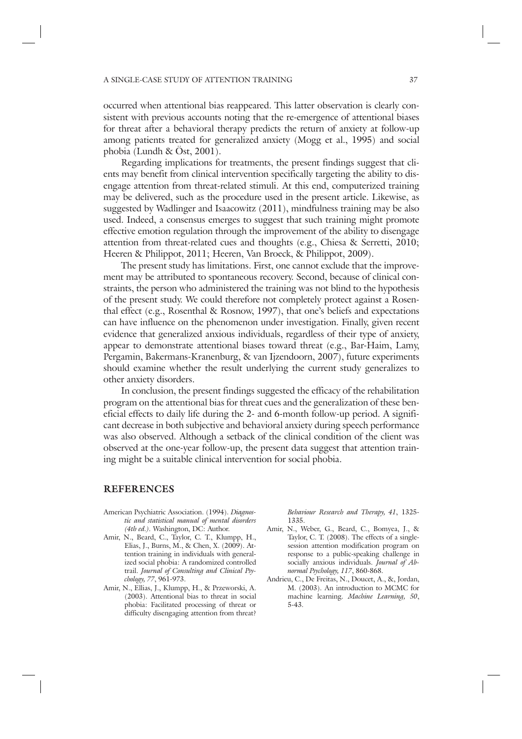occurred when attentional bias reappeared. This latter observation is clearly consistent with previous accounts noting that the re-emergence of attentional biases for threat after a behavioral therapy predicts the return of anxiety at follow-up among patients treated for generalized anxiety (Mogg et al., 1995) and social phobia (Lundh & Öst, 2001).

Regarding implications for treatments, the present findings suggest that clients may benefit from clinical intervention specifically targeting the ability to disengage attention from threat-related stimuli. At this end, computerized training may be delivered, such as the procedure used in the present article. Likewise, as suggested by Wadlinger and Isaacowitz (2011), mindfulness training may be also used. Indeed, a consensus emerges to suggest that such training might promote effective emotion regulation through the improvement of the ability to disengage attention from threat-related cues and thoughts (e.g., Chiesa & Serretti, 2010; Heeren & Philippot, 2011; Heeren, Van Broeck, & Philippot, 2009).

The present study has limitations. First, one cannot exclude that the improvement may be attributed to spontaneous recovery. Second, because of clinical constraints, the person who administered the training was not blind to the hypothesis of the present study. We could therefore not completely protect against a Rosenthal effect (e.g., Rosenthal & Rosnow, 1997), that one's beliefs and expectations can have influence on the phenomenon under investigation. Finally, given recent evidence that generalized anxious individuals, regardless of their type of anxiety, appear to demonstrate attentional biases toward threat (e.g., Bar-Haim, Lamy, Pergamin, Bakermans-Kranenburg, & van Ijzendoorn, 2007), future experiments should examine whether the result underlying the current study generalizes to other anxiety disorders.

In conclusion, the present findings suggested the efficacy of the rehabilitation program on the attentional bias for threat cues and the generalization of these beneficial effects to daily life during the 2- and 6-month follow-up period. A significant decrease in both subjective and behavioral anxiety during speech performance was also observed. Although a setback of the clinical condition of the client was observed at the one-year follow-up, the present data suggest that attention training might be a suitable clinical intervention for social phobia.

## REFERENCES

American Psychiatric Association. (1994). *Diagnostic and statistical manual of mental disorders (4th ed.)*. Washington, DC: Author.

Amir, N., Beard, C., Taylor, C. T., Klumpp, H., Elias, J., Burns, M., & Chen, X. (2009). Attention training in individuals with generalized social phobia: A randomized controlled trail. *Journal of Consulting and Clinical Psychology, 77*, 961-973.

Amir, N., Ellias, J., Klumpp, H., & Przeworski, A. (2003). Attentional bias to threat in social phobia: Facilitated processing of threat or difficulty disengaging attention from threat? *Behaviour Research and Therapy, 41*, 1325-1335.

Amir, N., Weber, G., Beard, C., Bomyea, J., & Taylor, C. T. (2008). The effects of a single-session attention modification program on response to a public-speaking challenge in socially anxious individuals. *Journal of Abnormal Psychology, 117*, 860-868.

Andrieu, C., De Freitas, N., Doucet, A., &, Jordan, M. (2003). An introduction to MCMC for machine learning. *Machine Learning, 50*, 5-43.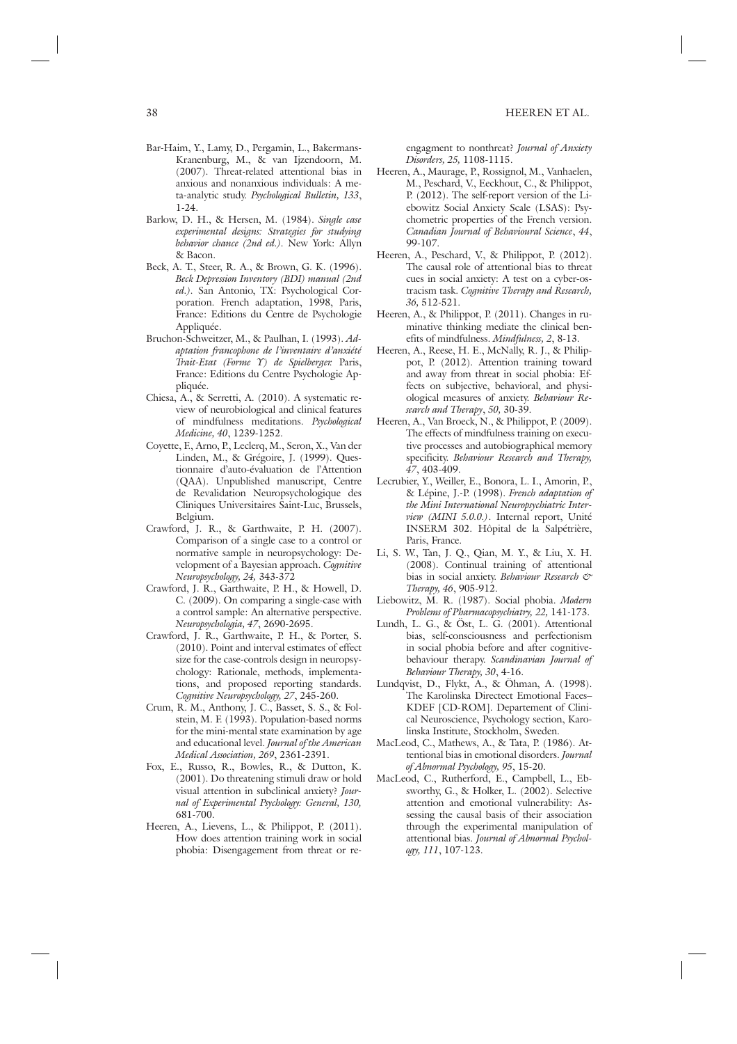Bar-Haim, Y., Lamy, D., Pergamin, L., Bakermans-Kranenburg, M., & van Ijzendoorn, M. (2007). Threat-related attentional bias in anxious and nonanxious individuals: A meta-analytic study. *Psychological Bulletin, 133*, 1-24.

Barlow, D. H., & Hersen, M. (1984). *Single case experimental designs: Strategies for studying behavior chance (2nd ed.)*. New York: Allyn & Bacon.

Beck, A. T., Steer, R. A., & Brown, G. K. (1996). *Beck Depression Inventory (BDI) manual (2nd ed.)*. San Antonio, TX: Psychological Corporation. French adaptation, 1998, Paris, France: Editions du Centre de Psychologie Appliquée.

Bruchon-Schweitzer, M., & Paulhan, I. (1993). *Adaptation francophone de l'inventaire d'anxiété Trait-Etat (Forme Y) de Spielberger.* Paris, France: Editions du Centre Psychologie Appliquée.

Chiesa, A., & Serretti, A. (2010). A systematic review of neurobiological and clinical features of mindfulness meditations. *Psychological Medicine, 40*, 1239-1252.

Coyette, F., Arno, P., Leclerq, M., Seron, X., Van der Linden, M., & Grégoire, J. (1999). Questionnaire d'auto-évaluation de l'Attention (QAA). Unpublished manuscript, Centre de Revalidation Neuropsychologique des Cliniques Universitaires Saint-Luc, Brussels, Belgium.

Crawford, J. R., & Garthwaite, P. H. (2007). Comparison of a single case to a control or normative sample in neuropsychology: Development of a Bayesian approach. *Cognitive Neuropsychology, 24,* 343-372

Crawford, J. R., Garthwaite, P. H., & Howell, D. C. (2009). On comparing a single-case with a control sample: An alternative perspective. *Neuropsychologia, 47*, 2690-2695.

Crawford, J. R., Garthwaite, P. H., & Porter, S. (2010). Point and interval estimates of effect size for the case-controls design in neuropsychology: Rationale, methods, implementations, and proposed reporting standards. *Cognitive Neuropsychology, 27*, 245-260.

Crum, R. M., Anthony, J. C., Basset, S. S., & Folstein, M. F. (1993). Population-based norms for the mini-mental state examination by age and educational level. *Journal of the American Medical Association, 269*, 2361-2391.

Fox, E., Russo, R., Bowles, R., & Dutton, K. (2001). Do threatening stimuli draw or hold visual attention in subclinical anxiety? *Journal of Experimental Psychology: General, 130,* 681-700.

Heeren, A., Lievens, L., & Philippot, P. (2011). How does attention training work in social phobia: Disengagement from threat or re-engagment to nonthreat? *Journal of Anxiety Disorders, 25,* 1108-1115.

Heeren, A., Maurage, P., Rossignol, M., Vanhaelen, M., Peschard, V., Eeckhout, C., & Philippot, P. (2012). The self-report version of the Liebowitz Social Anxiety Scale (LSAS): Psychometric properties of the French version. *Canadian Journal of Behavioural Science*, *44*, 99-107.

Heeren, A., Peschard, V., & Philippot, P. (2012). The causal role of attentional bias to threat cues in social anxiety: A test on a cyber-ostracism task. *Cognitive Therapy and Research, 36,* 512-521.

Heeren, A., & Philippot, P. (2011). Changes in ruminative thinking mediate the clinical benefits of mindfulness. *Mindfulness, 2*, 8-13.

Heeren, A., Reese, H. E., McNally, R. J., & Philippot, P. (2012). Attention training toward and away from threat in social phobia: Effects on subjective, behavioral, and physiological measures of anxiety. *Behaviour Research and Therapy*, *50,* 30-39.

Heeren, A., Van Broeck, N., & Philippot, P. (2009). The effects of mindfulness training on executive processes and autobiographical memory specificity. *Behaviour Research and Therapy, 47*, 403-409.

Lecrubier, Y., Weiller, E., Bonora, L. I., Amorin, P., & Lépine, J.-P. (1998). *French adaptation of the Mini International Neuropsychiatric Interview (MINI 5.0.0.)*. Internal report, Unité INSERM 302. Hôpital de la Salpétrière, Paris, France.

Li, S. W., Tan, J. Q., Qian, M. Y., & Liu, X. H. (2008). Continual training of attentional bias in social anxiety. *Behaviour Research & Therapy, 46*, 905-912.

Liebowitz, M. R. (1987). Social phobia. *Modern Problems of Pharmacopsychiatry, 22,* 141-173.

Lundh, L. G., & Öst, L. G. (2001). Attentional bias, self-consciousness and perfectionism in social phobia before and after cognitive-behaviour therapy. *Scandinavian Journal of Behaviour Therapy, 30*, 4-16.

Lundqvist, D., Flykt, A., & Öhman, A. (1998). The Karolinska Directect Emotional Faces–KDEF [CD-ROM]. Departement of Clinical Neuroscience, Psychology section, Karolinska Institute, Stockholm, Sweden.

MacLeod, C., Mathews, A., & Tata, P. (1986). Attentional bias in emotional disorders. *Journal of Abnormal Psychology, 95*, 15-20.

MacLeod, C., Rutherford, E., Campbell, L., Ebsworthy, G., & Holker, L. (2002). Selective attention and emotional vulnerability: Assessing the causal basis of their association through the experimental manipulation of attentional bias. *Journal of Abnormal Psychology, 111*, 107-123.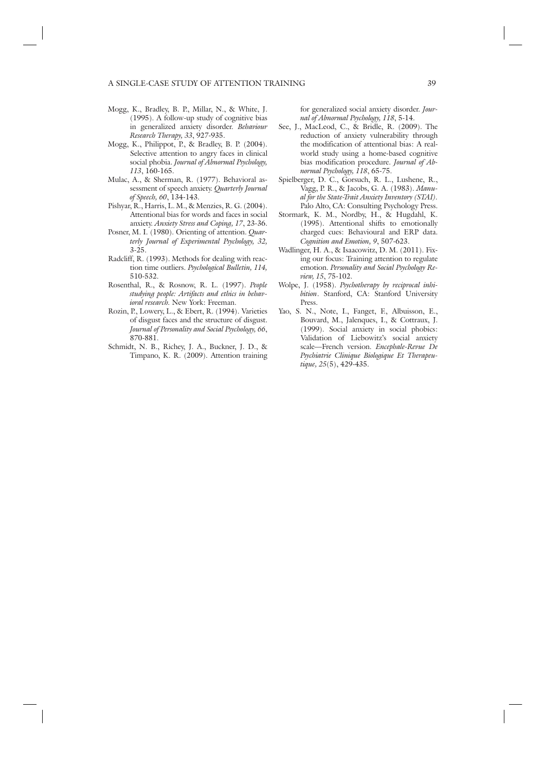Mogg, K., Bradley, B. P., Millar, N., & White, J. (1995). A follow-up study of cognitive bias in generalized anxiety disorder. *Behaviour Research Therapy, 33*, 927-935.

Mogg, K., Philippot, P., & Bradley, B. P. (2004). Selective attention to angry faces in clinical social phobia. *Journal of Abnormal Psychology, 113*, 160-165.

Mulac, A., & Sherman, R. (1977). Behavioral assessment of speech anxiety. *Quarterly Journal of Speech, 60*, 134-143.

Pishyar, R., Harris, L. M., & Menzies, R. G. (2004). Attentional bias for words and faces in social anxiety. *Anxiety Stress and Coping, 17*, 23-36.

Posner, M. I. (1980). Orienting of attention. *Quarterly Journal of Experimental Psychology, 32,* 3-25.

Radcliff, R. (1993). Methods for dealing with reaction time outliers. *Psychological Bulletin, 114,* 510-532.

Rosenthal, R., & Rosnow, R. L. (1997). *People studying people: Artifacts and ethics in behavioral research.* New York: Freeman.

Rozin, P., Lowery, L., & Ebert, R. (1994). Varieties of disgust faces and the structure of disgust. *Journal of Personality and Social Psychology, 66*, 870-881.

Schmidt, N. B., Richey, J. A., Buckner, J. D., & Timpano, K. R. (2009). Attention training for generalized social anxiety disorder. *Journal of Abnormal Psychology, 118*, 5-14.

See, J., MacLeod, C., & Bridle, R. (2009). The reduction of anxiety vulnerability through the modification of attentional bias: A real-world study using a home-based cognitive bias modification procedure. *Journal of Abnormal Psychology, 118*, 65-75.

Spielberger, D. C., Gorsuch, R. L., Lushene, R., Vagg, P. R., & Jacobs, G. A. (1983). *Manual for the State-Trait Anxiety Inventory (STAI)*. Palo Alto, CA: Consulting Psychology Press.

Stormark, K. M., Nordby, H., & Hugdahl, K. (1995). Attentional shifts to emotionally charged cues: Behavioural and ERP data. *Cognition and Emotion, 9*, 507-623.

Wadlinger, H. A., & Isaacowitz, D. M. (2011). Fixing our focus: Training attention to regulate emotion. *Personality and Social Psychology Review, 15*, 75-102.

Wolpe, J. (1958). *Psychotherapy by reciprocal inhibition*. Stanford, CA: Stanford University Press.

Yao, S. N., Note, I., Fanget, F., Albuisson, E., Bouvard, M., Jalenques, I., & Cottraux, J. (1999). Social anxiety in social phobics: Validation of Liebowitz's social anxiety scale—French version. *Encephale-Revue De Psychiatrie Clinique Biologique Et Therapeutique, 25*(5), 429-435.